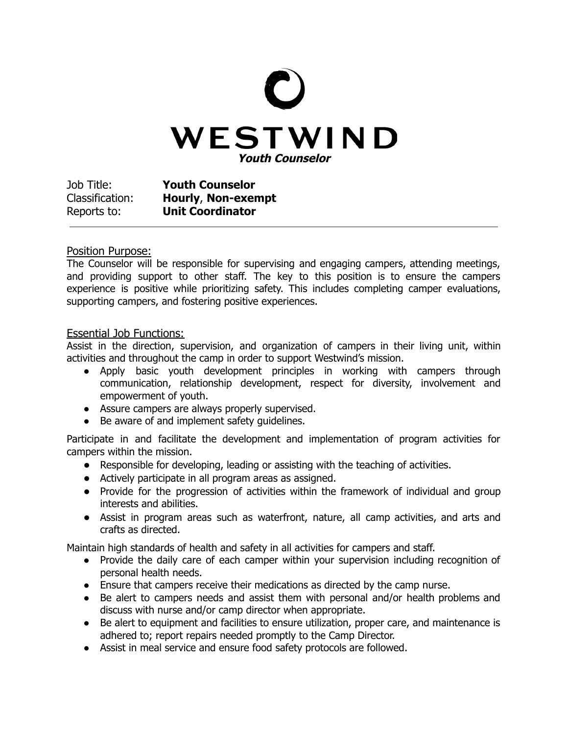# WESTWIND

***Youth Counselor***

Job Title: **Youth Counselor**
Classification: **Hourly**, **Non-exempt**
Reports to: **Unit Coordinator**

---

## Position Purpose:

The Counselor will be responsible for supervising and engaging campers, attending meetings, and providing support to other staff. The key to this position is to ensure the campers experience is positive while prioritizing safety. This includes completing camper evaluations, supporting campers, and fostering positive experiences.

## Essential Job Functions:

Assist in the direction, supervision, and organization of campers in their living unit, within activities and throughout the camp in order to support Westwind's mission.

- Apply basic youth development principles in working with campers through communication, relationship development, respect for diversity, involvement and empowerment of youth.
- Assure campers are always properly supervised.
- Be aware of and implement safety guidelines.

Participate in and facilitate the development and implementation of program activities for campers within the mission.

- Responsible for developing, leading or assisting with the teaching of activities.
- Actively participate in all program areas as assigned.
- Provide for the progression of activities within the framework of individual and group interests and abilities.
- Assist in program areas such as waterfront, nature, all camp activities, and arts and crafts as directed.

Maintain high standards of health and safety in all activities for campers and staff.

- Provide the daily care of each camper within your supervision including recognition of personal health needs.
- Ensure that campers receive their medications as directed by the camp nurse.
- Be alert to campers needs and assist them with personal and/or health problems and discuss with nurse and/or camp director when appropriate.
- Be alert to equipment and facilities to ensure utilization, proper care, and maintenance is adhered to; report repairs needed promptly to the Camp Director.
- Assist in meal service and ensure food safety protocols are followed.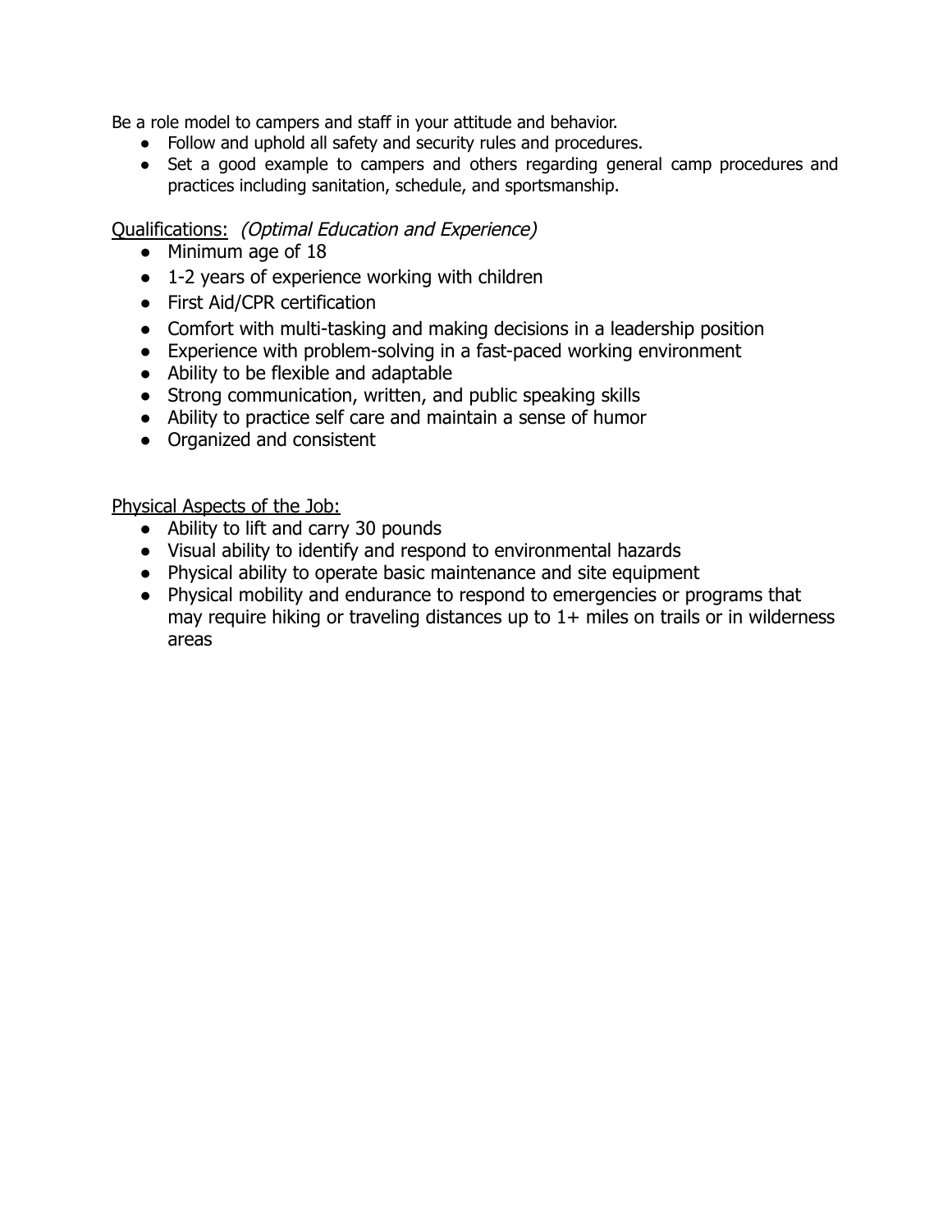Be a role model to campers and staff in your attitude and behavior.

- Follow and uphold all safety and security rules and procedures.
- Set a good example to campers and others regarding general camp procedures and practices including sanitation, schedule, and sportsmanship.

Qualifications: *(Optimal Education and Experience)*

- Minimum age of 18
- 1-2 years of experience working with children
- First Aid/CPR certification
- Comfort with multi-tasking and making decisions in a leadership position
- Experience with problem-solving in a fast-paced working environment
- Ability to be flexible and adaptable
- Strong communication, written, and public speaking skills
- Ability to practice self care and maintain a sense of humor
- Organized and consistent

Physical Aspects of the Job:

- Ability to lift and carry 30 pounds
- Visual ability to identify and respond to environmental hazards
- Physical ability to operate basic maintenance and site equipment
- Physical mobility and endurance to respond to emergencies or programs that may require hiking or traveling distances up to 1+ miles on trails or in wilderness areas